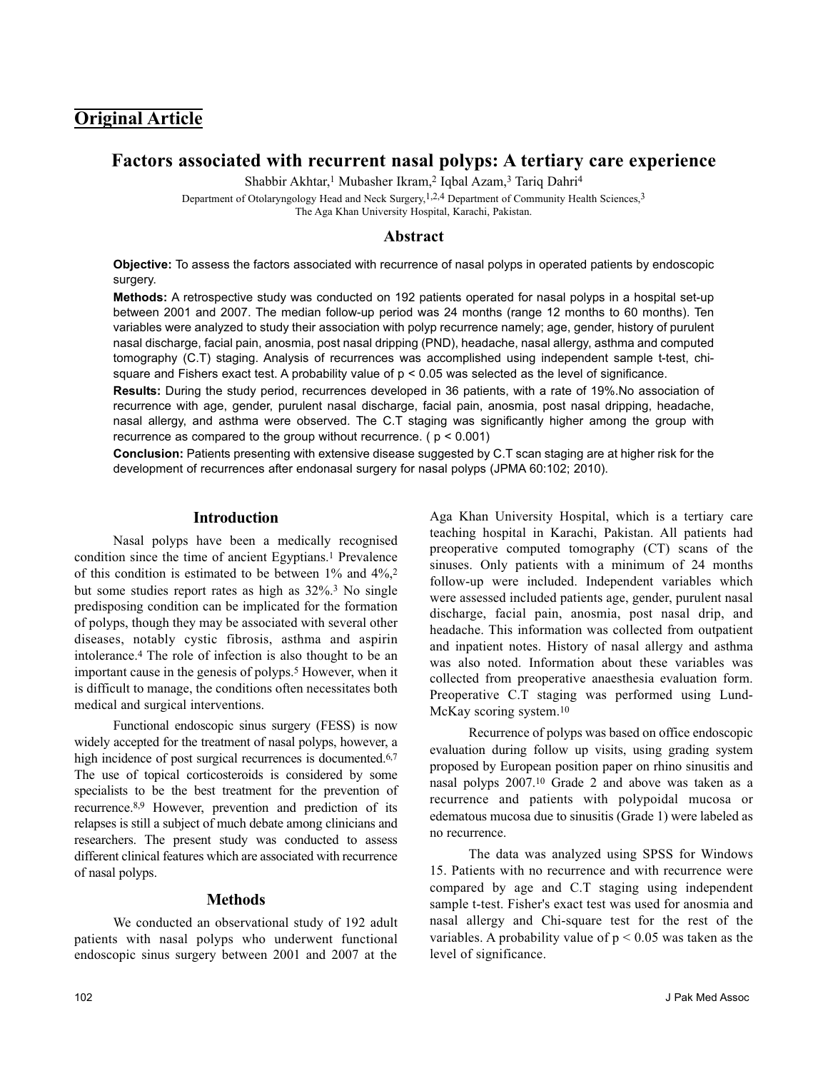## Original Article

# Factors associated with recurrent nasal polyps: A tertiary care experience

Shabbir Akhtar,[1] Mubasher Ikram,[2] Iqbal Azam,[3] Tariq Dahri[4]

Department of Otolaryngology Head and Neck Surgery,[1,2,4] Department of Community Health Sciences,[3]
The Aga Khan University Hospital, Karachi, Pakistan.

## Abstract

**Objective:** To assess the factors associated with recurrence of nasal polyps in operated patients by endoscopic surgery.

**Methods:** A retrospective study was conducted on 192 patients operated for nasal polyps in a hospital set-up between 2001 and 2007. The median follow-up period was 24 months (range 12 months to 60 months). Ten variables were analyzed to study their association with polyp recurrence namely; age, gender, history of purulent nasal discharge, facial pain, anosmia, post nasal dripping (PND), headache, nasal allergy, asthma and computed tomography (C.T) staging. Analysis of recurrences was accomplished using independent sample t-test, chi-square and Fishers exact test. A probability value of $p < 0.05$ was selected as the level of significance.

**Results:** During the study period, recurrences developed in 36 patients, with a rate of 19%.No association of recurrence with age, gender, purulent nasal discharge, facial pain, anosmia, post nasal dripping, headache, nasal allergy, and asthma were observed. The C.T staging was significantly higher among the group with recurrence as compared to the group without recurrence. ( $p < 0.001$)

**Conclusion:** Patients presenting with extensive disease suggested by C.T scan staging are at higher risk for the development of recurrences after endonasal surgery for nasal polyps (JPMA 60:102; 2010).

## Introduction

Nasal polyps have been a medically recognised condition since the time of ancient Egyptians.[1] Prevalence of this condition is estimated to be between 1% and 4%,[2] but some studies report rates as high as 32%.[3] No single predisposing condition can be implicated for the formation of polyps, though they may be associated with several other diseases, notably cystic fibrosis, asthma and aspirin intolerance.[4] The role of infection is also thought to be an important cause in the genesis of polyps.[5] However, when it is difficult to manage, the conditions often necessitates both medical and surgical interventions.

Functional endoscopic sinus surgery (FESS) is now widely accepted for the treatment of nasal polyps, however, a high incidence of post surgical recurrences is documented.[6,7] The use of topical corticosteroids is considered by some specialists to be the best treatment for the prevention of recurrence.[8,9] However, prevention and prediction of its relapses is still a subject of much debate among clinicians and researchers. The present study was conducted to assess different clinical features which are associated with recurrence of nasal polyps.

## Methods

We conducted an observational study of 192 adult patients with nasal polyps who underwent functional endoscopic sinus surgery between 2001 and 2007 at the Aga Khan University Hospital, which is a tertiary care teaching hospital in Karachi, Pakistan. All patients had preoperative computed tomography (CT) scans of the sinuses. Only patients with a minimum of 24 months follow-up were included. Independent variables which were assessed included patients age, gender, purulent nasal discharge, facial pain, anosmia, post nasal drip, and headache. This information was collected from outpatient and inpatient notes. History of nasal allergy and asthma was also noted. Information about these variables was collected from preoperative anaesthesia evaluation form. Preoperative C.T staging was performed using Lund-McKay scoring system.[10]

Recurrence of polyps was based on office endoscopic evaluation during follow up visits, using grading system proposed by European position paper on rhino sinusitis and nasal polyps 2007.[10] Grade 2 and above was taken as a recurrence and patients with polypoidal mucosa or edematous mucosa due to sinusitis (Grade 1) were labeled as no recurrence.

The data was analyzed using SPSS for Windows 15. Patients with no recurrence and with recurrence were compared by age and C.T staging using independent sample t-test. Fisher's exact test was used for anosmia and nasal allergy and Chi-square test for the rest of the variables. A probability value of $p < 0.05$ was taken as the level of significance.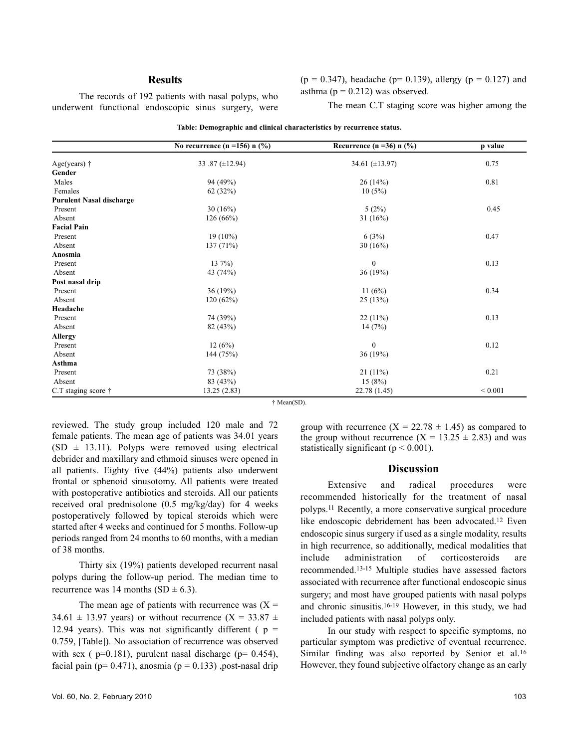## Results

The records of 192 patients with nasal polyps, who underwent functional endoscopic sinus surgery, were reviewed. The study group included 120 male and 72 female patients. The mean age of patients was 34.01 years (SD ± 13.11). Polyps were removed using electrical debrider and maxillary and ethmoid sinuses were opened in all patients. Eighty five (44%) patients also underwent frontal or sphenoid sinusotomy. All patients were treated with postoperative antibiotics and steroids. All our patients received oral prednisolone (0.5 mg/kg/day) for 4 weeks postoperatively followed by topical steroids which were started after 4 weeks and continued for 5 months. Follow-up periods ranged from 24 months to 60 months, with a median of 38 months.

Thirty six (19%) patients developed recurrent nasal polyps during the follow-up period. The median time to recurrence was 14 months (SD ± 6.3).

The mean age of patients with recurrence was ($X$ = 34.61 ± 13.97 years) or without recurrence ($X$ = 33.87 ± 12.94 years). This was not significantly different ( $p$ = 0.759, [Table]). No association of recurrence was observed with sex ( p=0.181), purulent nasal discharge (p= 0.454), facial pain (p= 0.471), anosmia (p = 0.133) ,post-nasal drip (p = 0.347), headache (p= 0.139), allergy (p = 0.127) and asthma (p = 0.212) was observed.

**Table: Demographic and clinical characteristics by recurrence status.**

| | No recurrence (n =156) n (%) | Recurrence (n =36) n (%) | p value |
|---|---|---|---|
| Age(years) † | 33 .87 (±12.94) | 34.61 (±13.97) | 0.75 |
| **Gender** | | | |
| Males | 94 (49%) | 26 (14%) | 0.81 |
| Females | 62 (32%) | 10 (5%) | |
| **Purulent Nasal discharge** | | | |
| Present | 30 (16%) | 5 (2%) | 0.45 |
| Absent | 126 (66%) | 31 (16%) | |
| **Facial Pain** | | | |
| Present | 19 (10%) | 6 (3%) | 0.47 |
| Absent | 137 (71%) | 30 (16%) | |
| **Anosmia** | | | |
| Present | 13 7%) | 0 | 0.13 |
| Absent | 43 (74%) | 36 (19%) | |
| **Post nasal drip** | | | |
| Present | 36 (19%) | 11 (6%) | 0.34 |
| Absent | 120 (62%) | 25 (13%) | |
| **Headache** | | | |
| Present | 74 (39%) | 22 (11%) | 0.13 |
| Absent | 82 (43%) | 14 (7%) | |
| **Allergy** | | | |
| Present | 12 (6%) | 0 | 0.12 |
| Absent | 144 (75%) | 36 (19%) | |
| **Asthma** | | | |
| Present | 73 (38%) | 21 (11%) | 0.21 |
| Absent | 83 (43%) | 15 (8%) | |
| C.T staging score † | 13.25 (2.83) | 22.78 (1.45) | < 0.001 |

† Mean(SD).

The mean C.T staging score was higher among the group with recurrence ($X$ = 22.78 ± 1.45) as compared to the group without recurrence ($X$ = 13.25 ± 2.83) and was statistically significant ($p < 0.001$).

## Discussion

Extensive and radical procedures were recommended historically for the treatment of nasal polyps.[11] Recently, a more conservative surgical procedure like endoscopic debridement has been advocated.[12] Even endoscopic sinus surgery if used as a single modality, results in high recurrence, so additionally, medical modalities that include administration of corticosteroids are recommended.[13-15] Multiple studies have assessed factors associated with recurrence after functional endoscopic sinus surgery; and most have grouped patients with nasal polyps and chronic sinusitis.[16-19] However, in this study, we had included patients with nasal polyps only.

In our study with respect to specific symptoms, no particular symptom was predictive of eventual recurrence. Similar finding was also reported by Senior et al.[16] However, they found subjective olfactory change as an early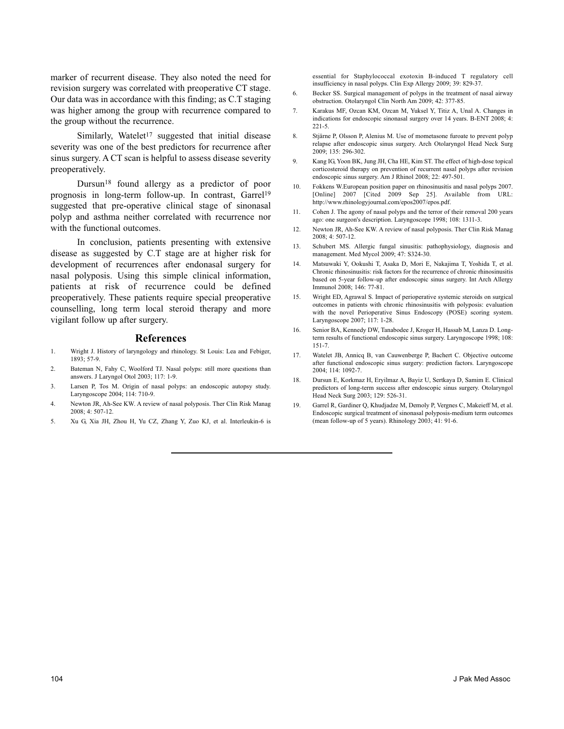marker of recurrent disease. They also noted the need for revision surgery was correlated with preoperative CT stage. Our data was in accordance with this finding; as C.T staging was higher among the group with recurrence compared to the group without the recurrence.

Similarly, Watelet[17] suggested that initial disease severity was one of the best predictors for recurrence after sinus surgery. A CT scan is helpful to assess disease severity preoperatively.

Dursun[18] found allergy as a predictor of poor prognosis in long-term follow-up. In contrast, Garrel[19] suggested that pre-operative clinical stage of sinonasal polyp and asthma neither correlated with recurrence nor with the functional outcomes.

In conclusion, patients presenting with extensive disease as suggested by C.T stage are at higher risk for development of recurrences after endonasal surgery for nasal polyposis. Using this simple clinical information, patients at risk of recurrence could be defined preoperatively. These patients require special preoperative counselling, long term local steroid therapy and more vigilant follow up after surgery.

## References

1. Wright J. History of laryngology and rhinology. St Louis: Lea and Febiger, 1893; 57-9.
2. Bateman N, Fahy C, Woolford TJ. Nasal polyps: still more questions than answers. J Laryngol Otol 2003; 117: 1-9.
3. Larsen P, Tos M. Origin of nasal polyps: an endoscopic autopsy study. Laryngoscope 2004; 114: 710-9.
4. Newton JR, Ah-See KW. A review of nasal polyposis. Ther Clin Risk Manag 2008; 4: 507-12.
5. Xu G, Xia JH, Zhou H, Yu CZ, Zhang Y, Zuo KJ, et al. Interleukin-6 is essential for Staphylococcal exotoxin B-induced T regulatory cell insufficiency in nasal polyps. Clin Exp Allergy 2009; 39: 829-37.
6. Becker SS. Surgical management of polyps in the treatment of nasal airway obstruction. Otolaryngol Clin North Am 2009; 42: 377-85.
7. Karakus MF, Ozcan KM, Ozcan M, Yuksel Y, Titiz A, Unal A. Changes in indications for endoscopic sinonasal surgery over 14 years. B-ENT 2008; 4: 221-5.
8. Stjärne P, Olsson P, Alenius M. Use of mometasone furoate to prevent polyp relapse after endoscopic sinus surgery. Arch Otolaryngol Head Neck Surg 2009; 135: 296-302.
9. Kang IG, Yoon BK, Jung JH, Cha HE, Kim ST. The effect of high-dose topical corticosteroid therapy on prevention of recurrent nasal polyps after revision endoscopic sinus surgery. Am J Rhinol 2008; 22: 497-501.
10. Fokkens W.European position paper on rhinosinusitis and nasal polyps 2007. [Online] 2007 [Cited 2009 Sep 25]. Available from URL: http://www.rhinologyjournal.com/epos2007/epos.pdf.
11. Cohen J. The agony of nasal polyps and the terror of their removal 200 years ago: one surgeon's description. Laryngoscope 1998; 108: 1311-3.
12. Newton JR, Ah-See KW. A review of nasal polyposis. Ther Clin Risk Manag 2008; 4: 507-12.
13. Schubert MS. Allergic fungal sinusitis: pathophysiology, diagnosis and management. Med Mycol 2009; 47: S324-30.
14. Matsuwaki Y, Ookushi T, Asaka D, Mori E, Nakajima T, Yoshida T, et al. Chronic rhinosinusitis: risk factors for the recurrence of chronic rhinosinusitis based on 5-year follow-up after endoscopic sinus surgery. Int Arch Allergy Immunol 2008; 146: 77-81.
15. Wright ED, Agrawal S. Impact of perioperative systemic steroids on surgical outcomes in patients with chronic rhinosinusitis with polyposis: evaluation with the novel Perioperative Sinus Endoscopy (POSE) scoring system. Laryngoscope 2007; 117: 1-28.
16. Senior BA, Kennedy DW, Tanabodee J, Kroger H, Hassab M, Lanza D. Long-term results of functional endoscopic sinus surgery. Laryngoscope 1998; 108: 151-7.
17. Watelet JB, Annicq B, van Cauwenberge P, Bachert C. Objective outcome after functional endoscopic sinus surgery: prediction factors. Laryngoscope 2004; 114: 1092-7.
18. Dursun E, Korkmaz H, Eryilmaz A, Bayiz U, Sertkaya D, Samim E. Clinical predictors of long-term success after endoscopic sinus surgery. Otolaryngol Head Neck Surg 2003; 129: 526-31.
19. Garrel R, Gardiner Q, Khudjadze M, Demoly P, Vergnes C, Makeieff M, et al. Endoscopic surgical treatment of sinonasal polyposis-medium term outcomes (mean follow-up of 5 years). Rhinology 2003; 41: 91-6.